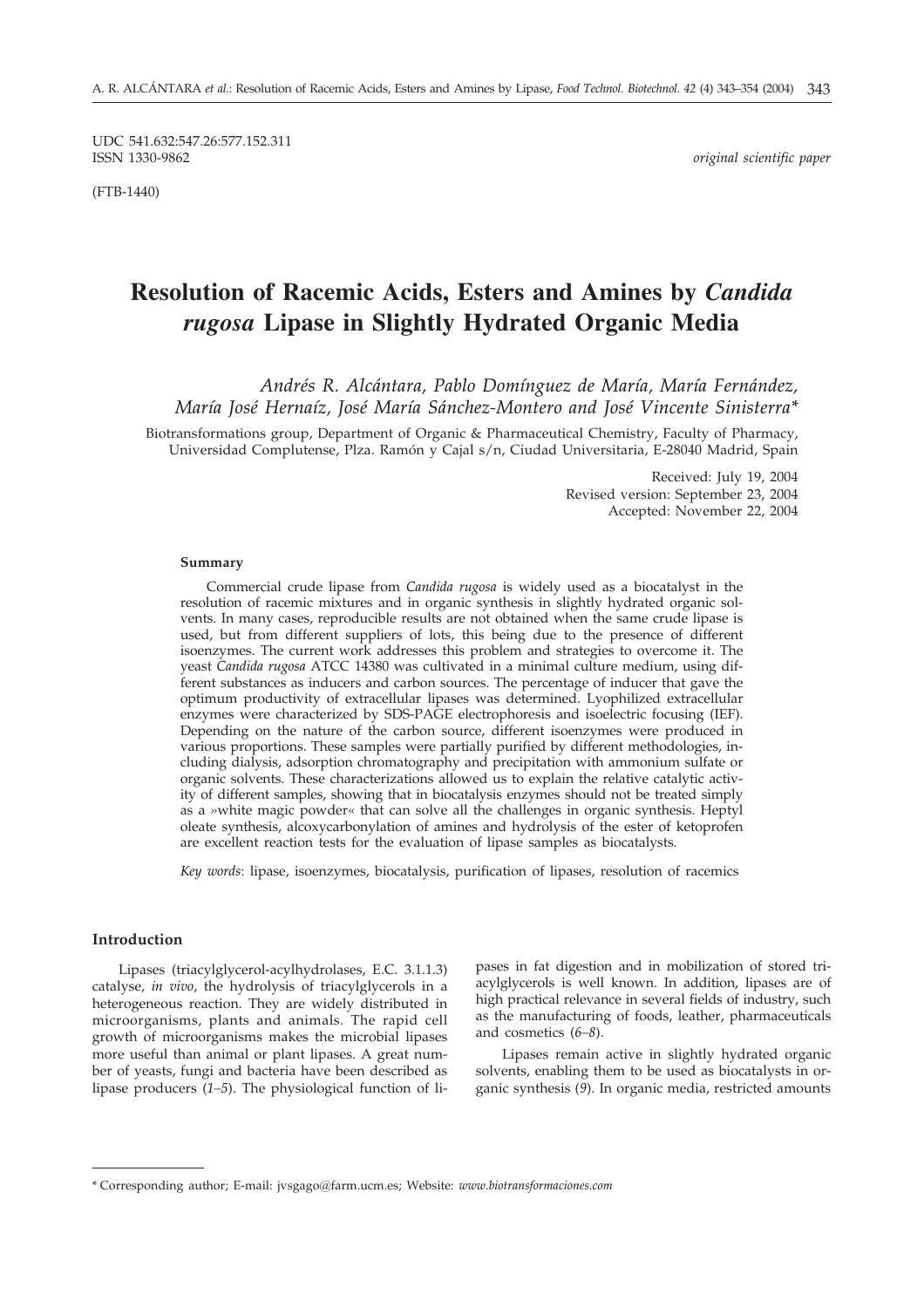UDC 541.632:547.26:577.152.311
ISSN 1330-9862 *original scientific paper*

(FTB-1440)

# Resolution of Racemic Acids, Esters and Amines by *Candida rugosa* Lipase in Slightly Hydrated Organic Media

*Andrés R. Alcántara, Pablo Domínguez de María, María Fernández, María José Hernaíz, José María Sánchez-Montero and José Vincente Sinisterra\**

Biotransformations group, Department of Organic & Pharmaceutical Chemistry, Faculty of Pharmacy, Universidad Complutense, Plza. Ramón y Cajal s/n, Ciudad Universitaria, E-28040 Madrid, Spain

Received: July 19, 2004
Revised version: September 23, 2004
Accepted: November 22, 2004

#### Summary

Commercial crude lipase from *Candida rugosa* is widely used as a biocatalyst in the resolution of racemic mixtures and in organic synthesis in slightly hydrated organic solvents. In many cases, reproducible results are not obtained when the same crude lipase is used, but from different suppliers of lots, this being due to the presence of different isoenzymes. The current work addresses this problem and strategies to overcome it. The yeast *Candida rugosa* ATCC 14380 was cultivated in a minimal culture medium, using different substances as inducers and carbon sources. The percentage of inducer that gave the optimum productivity of extracellular lipases was determined. Lyophilized extracellular enzymes were characterized by SDS-PAGE electrophoresis and isoelectric focusing (IEF). Depending on the nature of the carbon source, different isoenzymes were produced in various proportions. These samples were partially purified by different methodologies, including dialysis, adsorption chromatography and precipitation with ammonium sulfate or organic solvents. These characterizations allowed us to explain the relative catalytic activity of different samples, showing that in biocatalysis enzymes should not be treated simply as a »white magic powder« that can solve all the challenges in organic synthesis. Heptyl oleate synthesis, alcoxycarbonylation of amines and hydrolysis of the ester of ketoprofen are excellent reaction tests for the evaluation of lipase samples as biocatalysts.

*Key words*: lipase, isoenzymes, biocatalysis, purification of lipases, resolution of racemics

## Introduction

Lipases (triacylglycerol-acylhydrolases, E.C. 3.1.1.3) catalyse, *in vivo*, the hydrolysis of triacylglycerols in a heterogeneous reaction. They are widely distributed in microorganisms, plants and animals. The rapid cell growth of microorganisms makes the microbial lipases more useful than animal or plant lipases. A great number of yeasts, fungi and bacteria have been described as lipase producers (*1–5*). The physiological function of lipases in fat digestion and in mobilization of stored triacylglycerols is well known. In addition, lipases are of high practical relevance in several fields of industry, such as the manufacturing of foods, leather, pharmaceuticals and cosmetics (*6–8*).

Lipases remain active in slightly hydrated organic solvents, enabling them to be used as biocatalysts in organic synthesis (*9*). In organic media, restricted amounts

\* Corresponding author; E-mail: jvsgago@farm.ucm.es; Website: *www.biotransformaciones.com*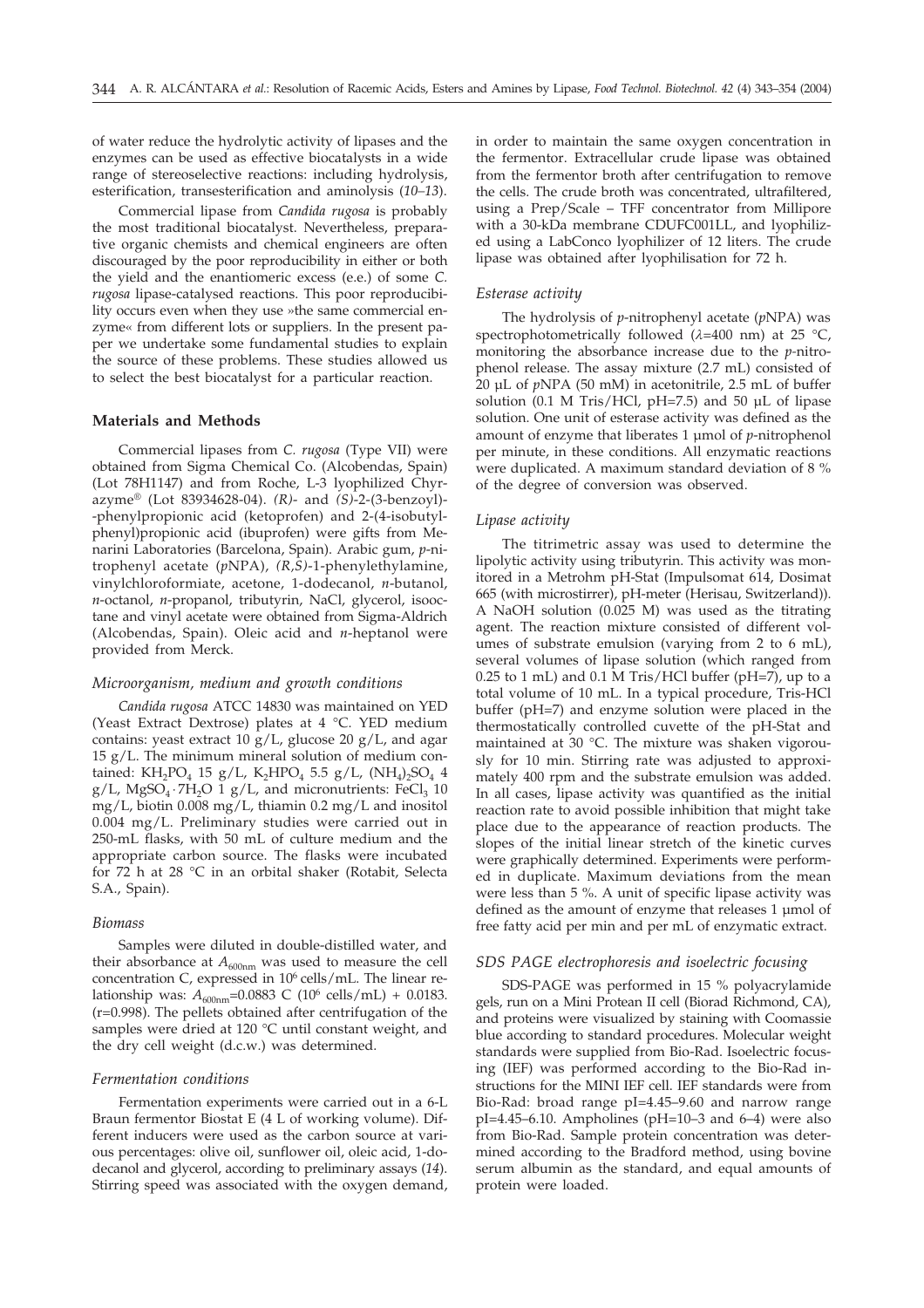of water reduce the hydrolytic activity of lipases and the enzymes can be used as effective biocatalysts in a wide range of stereoselective reactions: including hydrolysis, esterification, transesterification and aminolysis (*10–13*).

Commercial lipase from *Candida rugosa* is probably the most traditional biocatalyst. Nevertheless, preparative organic chemists and chemical engineers are often discouraged by the poor reproducibility in either or both the yield and the enantiomeric excess (e.e.) of some *C. rugosa* lipase-catalysed reactions. This poor reproducibility occurs even when they use »the same commercial enzyme« from different lots or suppliers. In the present paper we undertake some fundamental studies to explain the source of these problems. These studies allowed us to select the best biocatalyst for a particular reaction.

## Materials and Methods

Commercial lipases from *C. rugosa* (Type VII) were obtained from Sigma Chemical Co. (Alcobendas, Spain) (Lot 78H1147) and from Roche, L-3 lyophilized Chyrazyme® (Lot 83934628-04). *(R)*- and *(S)*-2-(3-benzoyl)-phenylpropionic acid (ketoprofen) and 2-(4-isobutylphenyl)propionic acid (ibuprofen) were gifts from Menarini Laboratories (Barcelona, Spain). Arabic gum, *p*-nitrophenyl acetate (*p*NPA), *(R,S)*-1-phenylethylamine, vinylchloroformiate, acetone, 1-dodecanol, *n*-butanol, *n*-octanol, *n*-propanol, tributyrin, NaCl, glycerol, isooctane and vinyl acetate were obtained from Sigma-Aldrich (Alcobendas, Spain). Oleic acid and *n*-heptanol were provided from Merck.

### *Microorganism, medium and growth conditions*

*Candida rugosa* ATCC 14830 was maintained on YED (Yeast Extract Dextrose) plates at 4 °C. YED medium contains: yeast extract 10 g/L, glucose 20 g/L, and agar 15 g/L. The minimum mineral solution of medium contained: $KH_2PO_4$ 15 g/L, $K_2HPO_4$ 5.5 g/L, $(NH_4)_2SO_4$ 4 g/L, $MgSO_4 \cdot 7H_2O$ 1 g/L, and micronutrients: $FeCl_3$ 10 mg/L, biotin 0.008 mg/L, thiamin 0.2 mg/L and inositol 0.004 mg/L. Preliminary studies were carried out in 250-mL flasks, with 50 mL of culture medium and the appropriate carbon source. The flasks were incubated for 72 h at 28 °C in an orbital shaker (Rotabit, Selecta S.A., Spain).

### *Biomass*

Samples were diluted in double-distilled water, and their absorbance at $A_{600nm}$ was used to measure the cell concentration C, expressed in $10^6$ cells/mL. The linear relationship was: $A_{600nm}$=0.0883 C ($10^6$ cells/mL) + 0.0183. (r=0.998). The pellets obtained after centrifugation of the samples were dried at 120 °C until constant weight, and the dry cell weight (d.c.w.) was determined.

### *Fermentation conditions*

Fermentation experiments were carried out in a 6-L Braun fermentor Biostat E (4 L of working volume). Different inducers were used as the carbon source at various percentages: olive oil, sunflower oil, oleic acid, 1-dodecanol and glycerol, according to preliminary assays (*14*). Stirring speed was associated with the oxygen demand, in order to maintain the same oxygen concentration in the fermentor. Extracellular crude lipase was obtained from the fermentor broth after centrifugation to remove the cells. The crude broth was concentrated, ultrafiltered, using a Prep/Scale – TFF concentrator from Millipore with a 30-kDa membrane CDUFC001LL, and lyophilized using a LabConco lyophilizer of 12 liters. The crude lipase was obtained after lyophilisation for 72 h.

### *Esterase activity*

The hydrolysis of *p*-nitrophenyl acetate (*p*NPA) was spectrophotometrically followed ($\lambda$=400 nm) at 25 °C, monitoring the absorbance increase due to the *p*-nitrophenol release. The assay mixture (2.7 mL) consisted of 20 µL of *p*NPA (50 mM) in acetonitrile, 2.5 mL of buffer solution (0.1 M Tris/HCl, pH=7.5) and 50 µL of lipase solution. One unit of esterase activity was defined as the amount of enzyme that liberates 1 µmol of *p*-nitrophenol per minute, in these conditions. All enzymatic reactions were duplicated. A maximum standard deviation of 8 % of the degree of conversion was observed.

### *Lipase activity*

The titrimetric assay was used to determine the lipolytic activity using tributyrin. This activity was monitored in a Metrohm pH-Stat (Impulsomat 614, Dosimat 665 (with microstirrer), pH-meter (Herisau, Switzerland)). A NaOH solution (0.025 M) was used as the titrating agent. The reaction mixture consisted of different volumes of substrate emulsion (varying from 2 to 6 mL), several volumes of lipase solution (which ranged from 0.25 to 1 mL) and 0.1 M Tris/HCl buffer (pH=7), up to a total volume of 10 mL. In a typical procedure, Tris-HCl buffer (pH=7) and enzyme solution were placed in the thermostatically controlled cuvette of the pH-Stat and maintained at 30 °C. The mixture was shaken vigorously for 10 min. Stirring rate was adjusted to approximately 400 rpm and the substrate emulsion was added. In all cases, lipase activity was quantified as the initial reaction rate to avoid possible inhibition that might take place due to the appearance of reaction products. The slopes of the initial linear stretch of the kinetic curves were graphically determined. Experiments were performed in duplicate. Maximum deviations from the mean were less than 5 %. A unit of specific lipase activity was defined as the amount of enzyme that releases 1 µmol of free fatty acid per min and per mL of enzymatic extract.

### *SDS PAGE electrophoresis and isoelectric focusing*

SDS-PAGE was performed in 15 % polyacrylamide gels, run on a Mini Protean II cell (Biorad Richmond, CA), and proteins were visualized by staining with Coomassie blue according to standard procedures. Molecular weight standards were supplied from Bio-Rad. Isoelectric focusing (IEF) was performed according to the Bio-Rad instructions for the MINI IEF cell. IEF standards were from Bio-Rad: broad range pI=4.45–9.60 and narrow range pI=4.45–6.10. Ampholines (pH=10–3 and 6–4) were also from Bio-Rad. Sample protein concentration was determined according to the Bradford method, using bovine serum albumin as the standard, and equal amounts of protein were loaded.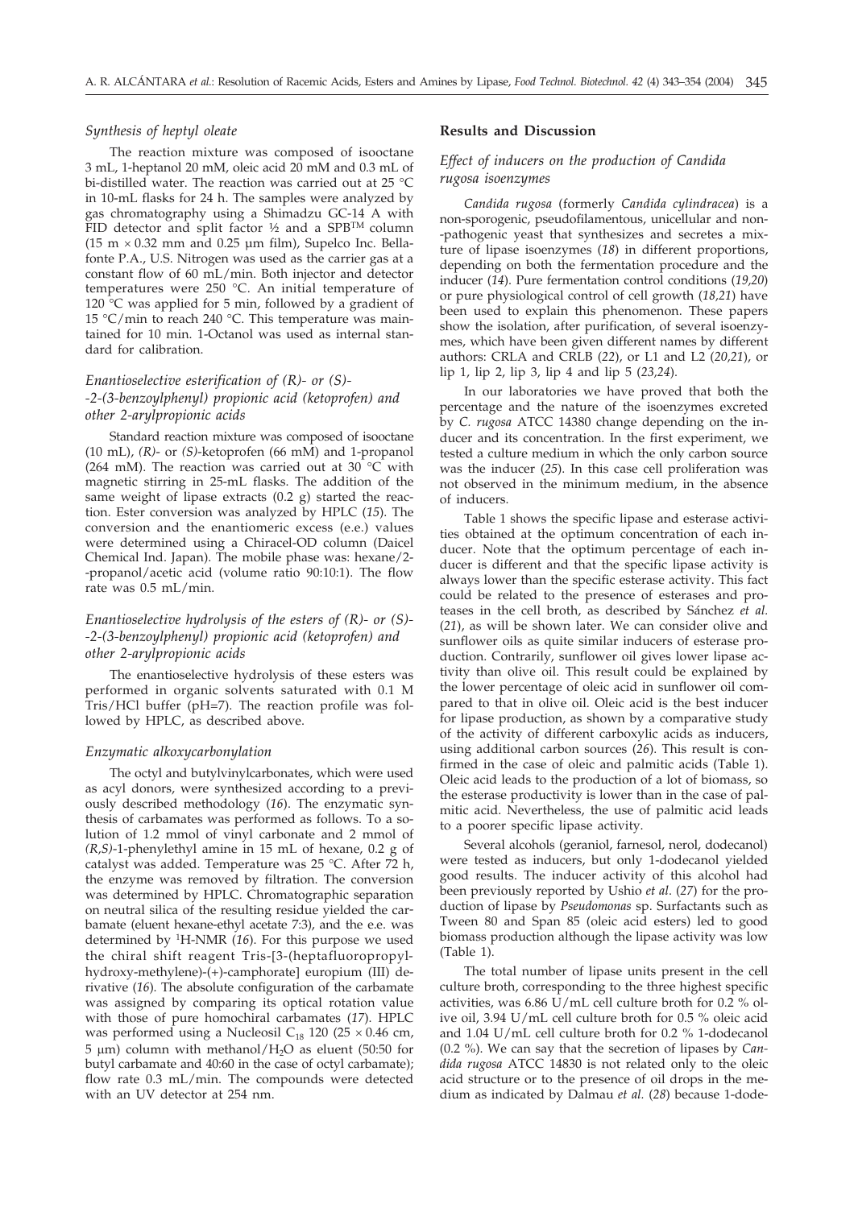### *Synthesis of heptyl oleate*

The reaction mixture was composed of isooctane 3 mL, 1-heptanol 20 mM, oleic acid 20 mM and 0.3 mL of bi-distilled water. The reaction was carried out at 25 °C in 10-mL flasks for 24 h. The samples were analyzed by gas chromatography using a Shimadzu GC-14 A with FID detector and split factor ½ and a SPB™ column (15 m × 0.32 mm and 0.25 µm film), Supelco Inc. Bellafonte P.A., U.S. Nitrogen was used as the carrier gas at a constant flow of 60 mL/min. Both injector and detector temperatures were 250 °C. An initial temperature of 120 °C was applied for 5 min, followed by a gradient of 15 °C/min to reach 240 °C. This temperature was maintained for 10 min. 1-Octanol was used as internal standard for calibration.

### *Enantioselective esterification of (R)- or (S)--2-(3-benzoylphenyl) propionic acid (ketoprofen) and other 2-arylpropionic acids*

Standard reaction mixture was composed of isooctane (10 mL), *(R)*- or *(S)*-ketoprofen (66 mM) and 1-propanol (264 mM). The reaction was carried out at 30 °C with magnetic stirring in 25-mL flasks. The addition of the same weight of lipase extracts (0.2 g) started the reaction. Ester conversion was analyzed by HPLC (*15*). The conversion and the enantiomeric excess (e.e.) values were determined using a Chiracel-OD column (Daicel Chemical Ind. Japan). The mobile phase was: hexane/2--propanol/acetic acid (volume ratio 90:10:1). The flow rate was 0.5 mL/min.

### *Enantioselective hydrolysis of the esters of (R)- or (S)--2-(3-benzoylphenyl) propionic acid (ketoprofen) and other 2-arylpropionic acids*

The enantioselective hydrolysis of these esters was performed in organic solvents saturated with 0.1 M Tris/HCl buffer (pH=7). The reaction profile was followed by HPLC, as described above.

### *Enzymatic alkoxycarbonylation*

The octyl and butylvinylcarbonates, which were used as acyl donors, were synthesized according to a previously described methodology (*16*). The enzymatic synthesis of carbamates was performed as follows. To a solution of 1.2 mmol of vinyl carbonate and 2 mmol of *(R,S)*-1-phenylethyl amine in 15 mL of hexane, 0.2 g of catalyst was added. Temperature was 25 °C. After 72 h, the enzyme was removed by filtration. The conversion was determined by HPLC. Chromatographic separation on neutral silica of the resulting residue yielded the carbamate (eluent hexane-ethyl acetate 7:3), and the e.e. was determined by $^{1}$H-NMR (*16*). For this purpose we used the chiral shift reagent Tris-[3-(heptafluoropropylhydroxy-methylene)-(+)-camphorate] europium (III) derivative (*16*). The absolute configuration of the carbamate was assigned by comparing its optical rotation value with those of pure homochiral carbamates (*17*). HPLC was performed using a Nucleosil $C_{18}$ 120 (25 × 0.46 cm, 5 µm) column with methanol/$H_2O$ as eluent (50:50 for butyl carbamate and 40:60 in the case of octyl carbamate); flow rate 0.3 mL/min. The compounds were detected with an UV detector at 254 nm.

## Results and Discussion

### *Effect of inducers on the production of Candida rugosa isoenzymes*

*Candida rugosa* (formerly *Candida cylindracea*) is a non-sporogenic, pseudofilamentous, unicellular and non--pathogenic yeast that synthesizes and secretes a mixture of lipase isoenzymes (*18*) in different proportions, depending on both the fermentation procedure and the inducer (*14*). Pure fermentation control conditions (*19,20*) or pure physiological control of cell growth (*18,21*) have been used to explain this phenomenon. These papers show the isolation, after purification, of several isoenzymes, which have been given different names by different authors: CRLA and CRLB (*22*), or L1 and L2 (*20,21*), or lip 1, lip 2, lip 3, lip 4 and lip 5 (*23,24*).

In our laboratories we have proved that both the percentage and the nature of the isoenzymes excreted by *C. rugosa* ATCC 14380 change depending on the inducer and its concentration. In the first experiment, we tested a culture medium in which the only carbon source was the inducer (*25*). In this case cell proliferation was not observed in the minimum medium, in the absence of inducers.

Table 1 shows the specific lipase and esterase activities obtained at the optimum concentration of each inducer. Note that the optimum percentage of each inducer is different and that the specific lipase activity is always lower than the specific esterase activity. This fact could be related to the presence of esterases and proteases in the cell broth, as described by Sánchez *et al.* (*21*), as will be shown later. We can consider olive and sunflower oils as quite similar inducers of esterase production. Contrarily, sunflower oil gives lower lipase activity than olive oil. This result could be explained by the lower percentage of oleic acid in sunflower oil compared to that in olive oil. Oleic acid is the best inducer for lipase production, as shown by a comparative study of the activity of different carboxylic acids as inducers, using additional carbon sources (*26*). This result is confirmed in the case of oleic and palmitic acids (Table 1). Oleic acid leads to the production of a lot of biomass, so the esterase productivity is lower than in the case of palmitic acid. Nevertheless, the use of palmitic acid leads to a poorer specific lipase activity.

Several alcohols (geraniol, farnesol, nerol, dodecanol) were tested as inducers, but only 1-dodecanol yielded good results. The inducer activity of this alcohol had been previously reported by Ushio *et al*. (*27*) for the production of lipase by *Pseudomonas* sp. Surfactants such as Tween 80 and Span 85 (oleic acid esters) led to good biomass production although the lipase activity was low (Table 1).

The total number of lipase units present in the cell culture broth, corresponding to the three highest specific activities, was 6.86 U/mL cell culture broth for 0.2 % olive oil, 3.94 U/mL cell culture broth for 0.5 % oleic acid and 1.04 U/mL cell culture broth for 0.2 % 1-dodecanol (0.2 %). We can say that the secretion of lipases by *Candida rugosa* ATCC 14830 is not related only to the oleic acid structure or to the presence of oil drops in the medium as indicated by Dalmau *et al.* (*28*) because 1-dode-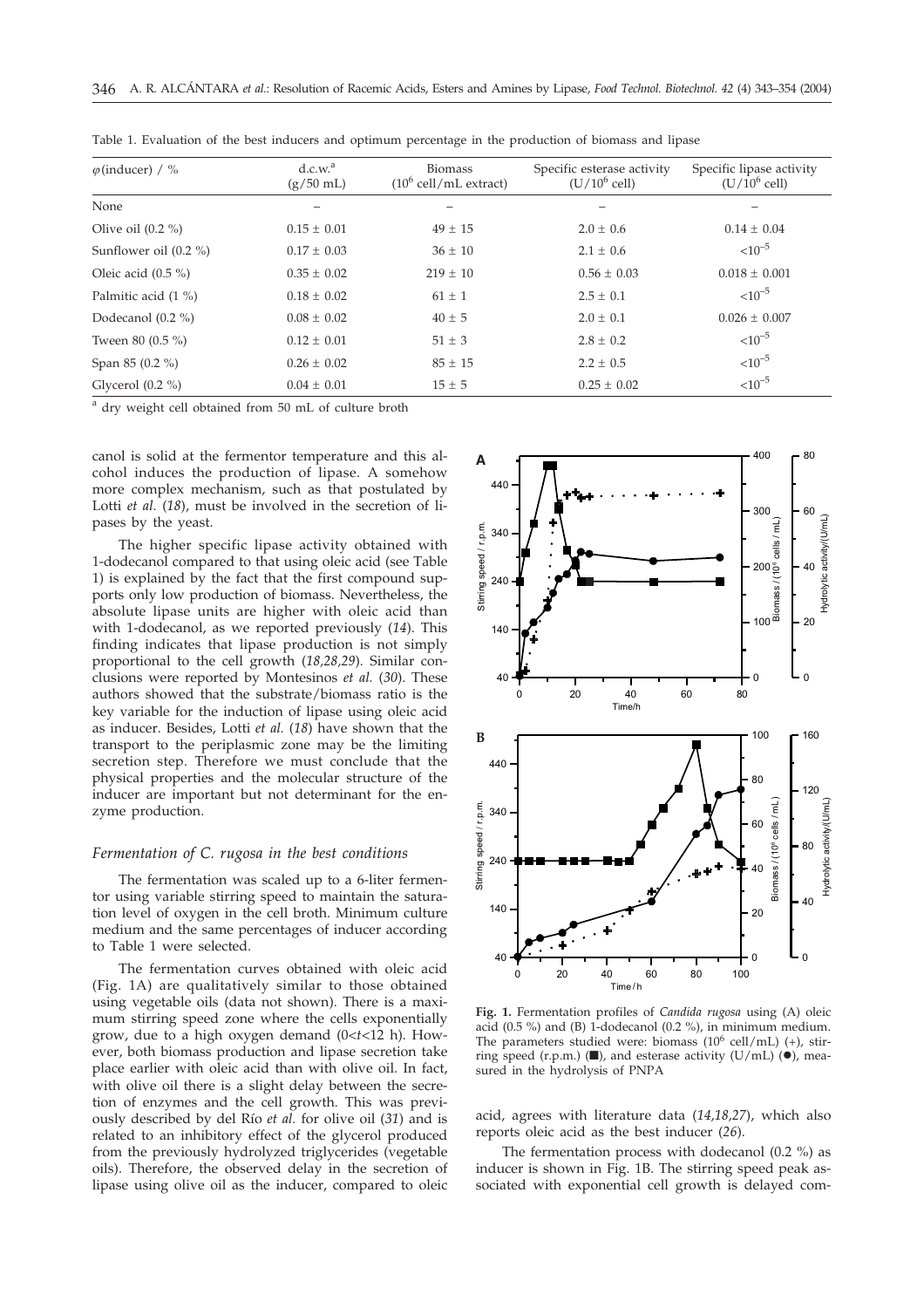Table 1. Evaluation of the best inducers and optimum percentage in the production of biomass and lipase

| $\varphi$(inducer) / % | d.c.w.[a] (g/50 mL) | Biomass ($10^6$ cell/mL extract) | Specific esterase activity (U/$10^6$ cell) | Specific lipase activity (U/$10^6$ cell) |
|---|---|---|---|---|
| None | – | – | – | – |
| Olive oil (0.2 %) | 0.15 ± 0.01 | 49 ± 15 | 2.0 ± 0.6 | 0.14 ± 0.04 |
| Sunflower oil (0.2 %) | 0.17 ± 0.03 | 36 ± 10 | 2.1 ± 0.6 | $<10^{-5}$ |
| Oleic acid (0.5 %) | 0.35 ± 0.02 | 219 ± 10 | 0.56 ± 0.03 | 0.018 ± 0.001 |
| Palmitic acid (1 %) | 0.18 ± 0.02 | 61 ± 1 | 2.5 ± 0.1 | $<10^{-5}$ |
| Dodecanol (0.2 %) | 0.08 ± 0.02 | 40 ± 5 | 2.0 ± 0.1 | 0.026 ± 0.007 |
| Tween 80 (0.5 %) | 0.12 ± 0.01 | 51 ± 3 | 2.8 ± 0.2 | $<10^{-5}$ |
| Span 85 (0.2 %) | 0.26 ± 0.02 | 85 ± 15 | 2.2 ± 0.5 | $<10^{-5}$ |
| Glycerol (0.2 %) | 0.04 ± 0.01 | 15 ± 5 | 0.25 ± 0.02 | $<10^{-5}$ |

[a] dry weight cell obtained from 50 mL of culture broth

canol is solid at the fermentor temperature and this alcohol induces the production of lipase. A somehow more complex mechanism, such as that postulated by Lotti *et al.* (*18*), must be involved in the secretion of lipases by the yeast.

The higher specific lipase activity obtained with 1-dodecanol compared to that using oleic acid (see Table 1) is explained by the fact that the first compound supports only low production of biomass. Nevertheless, the absolute lipase units are higher with oleic acid than with 1-dodecanol, as we reported previously (*14*). This finding indicates that lipase production is not simply proportional to the cell growth (*18,28,29*). Similar conclusions were reported by Montesinos *et al.* (*30*). These authors showed that the substrate/biomass ratio is the key variable for the induction of lipase using oleic acid as inducer. Besides, Lotti *et al.* (*18*) have shown that the transport to the periplasmic zone may be the limiting secretion step. Therefore we must conclude that the physical properties and the molecular structure of the inducer are important but not determinant for the enzyme production.

### *Fermentation of C. rugosa in the best conditions*

The fermentation was scaled up to a 6-liter fermentor using variable stirring speed to maintain the saturation level of oxygen in the cell broth. Minimum culture medium and the same percentages of inducer according to Table 1 were selected.

The fermentation curves obtained with oleic acid (Fig. 1A) are qualitatively similar to those obtained using vegetable oils (data not shown). There is a maximum stirring speed zone where the cells exponentially grow, due to a high oxygen demand ($0<t<12$ h). However, both biomass production and lipase secretion take place earlier with oleic acid than with olive oil. In fact, with olive oil there is a slight delay between the secretion of enzymes and the cell growth. This was previously described by del Río *et al.* for olive oil (*31*) and is related to an inhibitory effect of the glycerol produced from the previously hydrolyzed triglycerides (vegetable oils). Therefore, the observed delay in the secretion of lipase using olive oil as the inducer, compared to oleic acid, agrees with literature data (*14,18,27*), which also reports oleic acid as the best inducer (*26*).

**Fig. 1.** Fermentation profiles of *Candida rugosa* using (A) oleic acid (0.5 %) and (B) 1-dodecanol (0.2 %), in minimum medium. The parameters studied were: biomass ($10^6$ cell/mL) (+), stirring speed (r.p.m.) (■), and esterase activity (U/mL) (●), measured in the hydrolysis of PNPA

The fermentation process with dodecanol (0.2 %) as inducer is shown in Fig. 1B. The stirring speed peak associated with exponential cell growth is delayed com-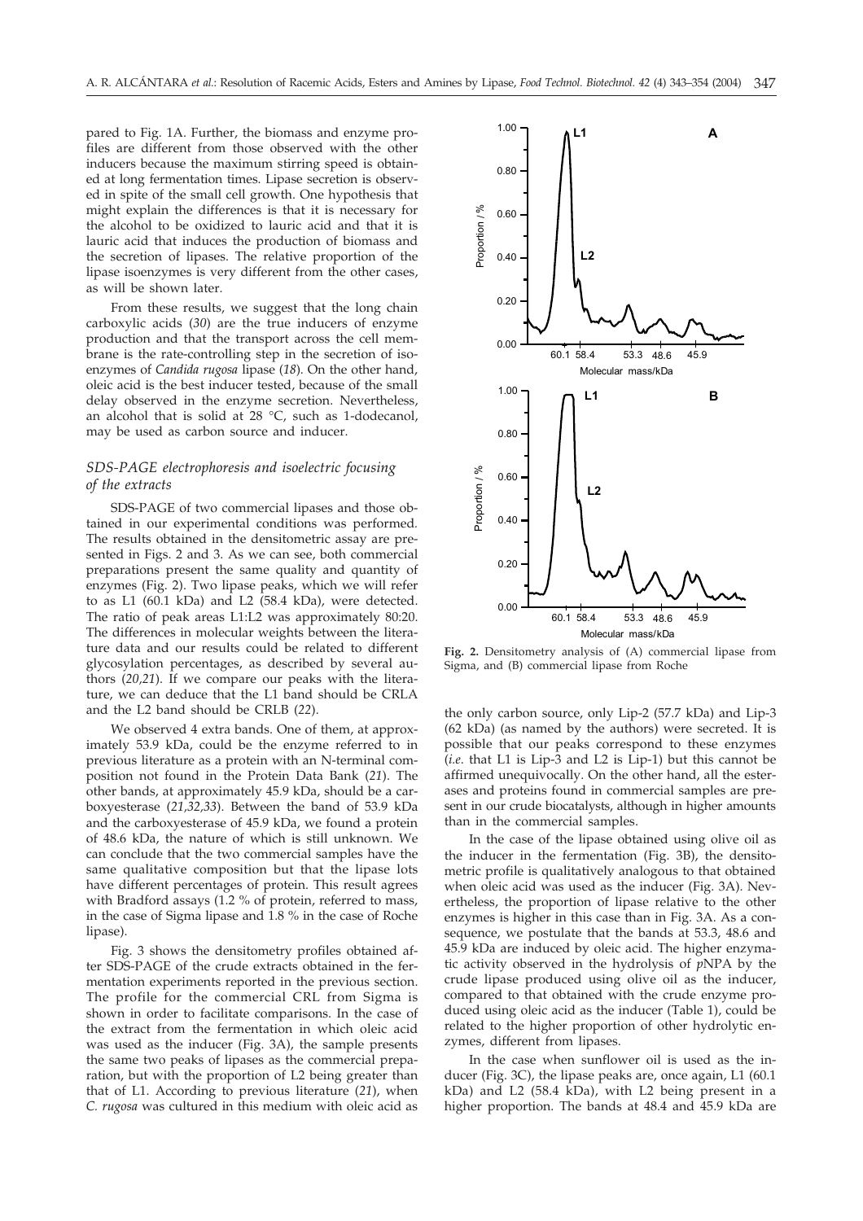pared to Fig. 1A. Further, the biomass and enzyme profiles are different from those observed with the other inducers because the maximum stirring speed is obtained at long fermentation times. Lipase secretion is observed in spite of the small cell growth. One hypothesis that might explain the differences is that it is necessary for the alcohol to be oxidized to lauric acid and that it is lauric acid that induces the production of biomass and the secretion of lipases. The relative proportion of the lipase isoenzymes is very different from the other cases, as will be shown later.

From these results, we suggest that the long chain carboxylic acids (*30*) are the true inducers of enzyme production and that the transport across the cell membrane is the rate-controlling step in the secretion of isoenzymes of *Candida rugosa* lipase (*18*). On the other hand, oleic acid is the best inducer tested, because of the small delay observed in the enzyme secretion. Nevertheless, an alcohol that is solid at 28 °C, such as 1-dodecanol, may be used as carbon source and inducer.

### *SDS-PAGE electrophoresis and isoelectric focusing of the extracts*

SDS-PAGE of two commercial lipases and those obtained in our experimental conditions was performed. The results obtained in the densitometric assay are presented in Figs. 2 and 3. As we can see, both commercial preparations present the same quality and quantity of enzymes (Fig. 2). Two lipase peaks, which we will refer to as L1 (60.1 kDa) and L2 (58.4 kDa), were detected. The ratio of peak areas L1:L2 was approximately 80:20. The differences in molecular weights between the literature data and our results could be related to different glycosylation percentages, as described by several authors (*20,21*). If we compare our peaks with the literature, we can deduce that the L1 band should be CRLA and the L2 band should be CRLB (*22*).

We observed 4 extra bands. One of them, at approximately 53.9 kDa, could be the enzyme referred to in previous literature as a protein with an N-terminal composition not found in the Protein Data Bank (*21*). The other bands, at approximately 45.9 kDa, should be a carboxyesterase (*21,32,33*). Between the band of 53.9 kDa and the carboxyesterase of 45.9 kDa, we found a protein of 48.6 kDa, the nature of which is still unknown. We can conclude that the two commercial samples have the same qualitative composition but that the lipase lots have different percentages of protein. This result agrees with Bradford assays (1.2 % of protein, referred to mass, in the case of Sigma lipase and 1.8 % in the case of Roche lipase).

Fig. 3 shows the densitometry profiles obtained after SDS-PAGE of the crude extracts obtained in the fermentation experiments reported in the previous section. The profile for the commercial CRL from Sigma is shown in order to facilitate comparisons. In the case of the extract from the fermentation in which oleic acid was used as the inducer (Fig. 3A), the sample presents the same two peaks of lipases as the commercial preparation, but with the proportion of L2 being greater than that of L1. According to previous literature (*21*), when *C. rugosa* was cultured in this medium with oleic acid as the only carbon source, only Lip-2 (57.7 kDa) and Lip-3 (62 kDa) (as named by the authors) were secreted. It is possible that our peaks correspond to these enzymes (*i.e.* that L1 is Lip-3 and L2 is Lip-1) but this cannot be affirmed unequivocally. On the other hand, all the esterases and proteins found in commercial samples are present in our crude biocatalysts, although in higher amounts than in the commercial samples.

**Fig. 2.** Densitometry analysis of (A) commercial lipase from Sigma, and (B) commercial lipase from Roche

In the case of the lipase obtained using olive oil as the inducer in the fermentation (Fig. 3B), the densitometric profile is qualitatively analogous to that obtained when oleic acid was used as the inducer (Fig. 3A). Nevertheless, the proportion of lipase relative to the other enzymes is higher in this case than in Fig. 3A. As a consequence, we postulate that the bands at 53.3, 48.6 and 45.9 kDa are induced by oleic acid. The higher enzymatic activity observed in the hydrolysis of *p*NPA by the crude lipase produced using olive oil as the inducer, compared to that obtained with the crude enzyme produced using oleic acid as the inducer (Table 1), could be related to the higher proportion of other hydrolytic enzymes, different from lipases.

In the case when sunflower oil is used as the inducer (Fig. 3C), the lipase peaks are, once again, L1 (60.1 kDa) and L2 (58.4 kDa), with L2 being present in a higher proportion. The bands at 48.4 and 45.9 kDa are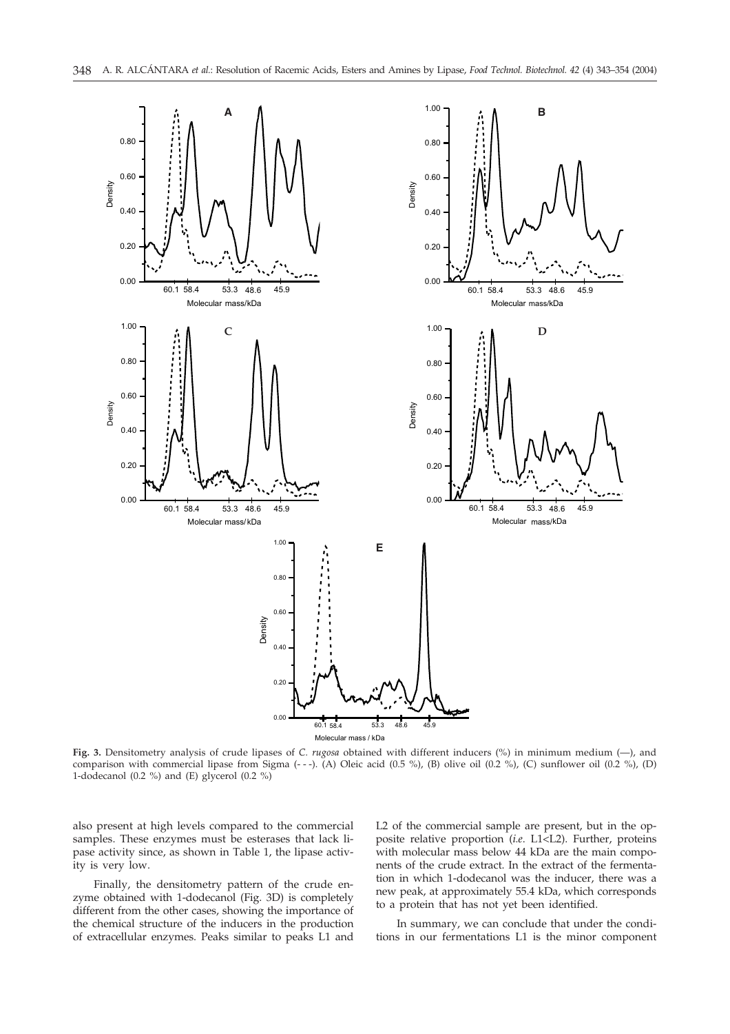**Fig. 3.** Densitometry analysis of crude lipases of *C. rugosa* obtained with different inducers (%) in minimum medium (—), and comparison with commercial lipase from Sigma (- - -). (A) Oleic acid (0.5 %), (B) olive oil (0.2 %), (C) sunflower oil (0.2 %), (D) 1-dodecanol (0.2 %) and (E) glycerol (0.2 %)

also present at high levels compared to the commercial samples. These enzymes must be esterases that lack lipase activity since, as shown in Table 1, the lipase activity is very low.

Finally, the densitometry pattern of the crude enzyme obtained with 1-dodecanol (Fig. 3D) is completely different from the other cases, showing the importance of the chemical structure of the inducers in the production of extracellular enzymes. Peaks similar to peaks L1 and L2 of the commercial sample are present, but in the opposite relative proportion (*i.e.* L1<L2). Further, proteins with molecular mass below 44 kDa are the main components of the crude extract. In the extract of the fermentation in which 1-dodecanol was the inducer, there was a new peak, at approximately 55.4 kDa, which corresponds to a protein that has not yet been identified.

In summary, we can conclude that under the conditions in our fermentations L1 is the minor component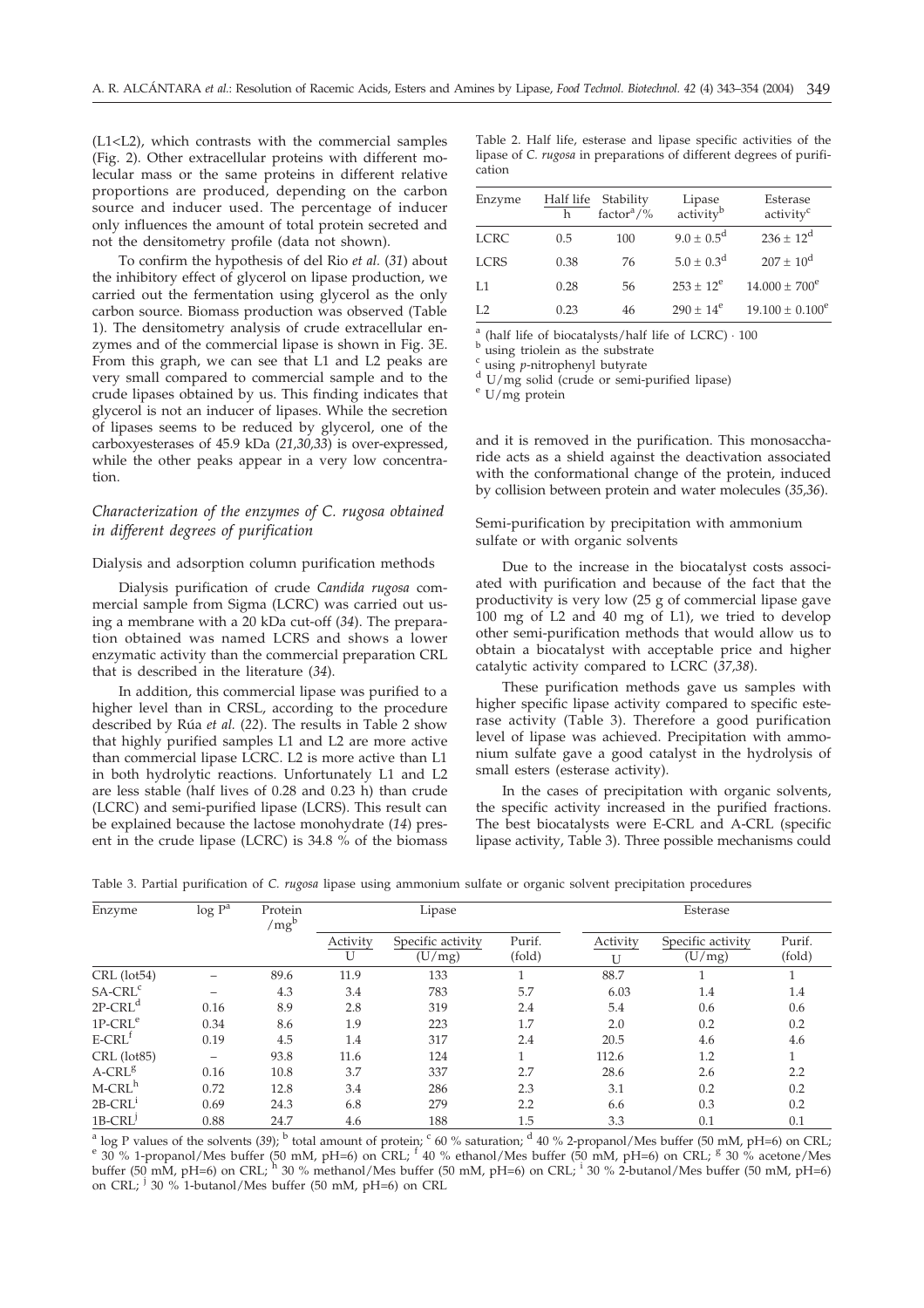(L1<L2), which contrasts with the commercial samples (Fig. 2). Other extracellular proteins with different molecular mass or the same proteins in different relative proportions are produced, depending on the carbon source and inducer used. The percentage of inducer only influences the amount of total protein secreted and not the densitometry profile (data not shown).

To confirm the hypothesis of del Rio *et al.* (*31*) about the inhibitory effect of glycerol on lipase production, we carried out the fermentation using glycerol as the only carbon source. Biomass production was observed (Table 1). The densitometry analysis of crude extracellular enzymes and of the commercial lipase is shown in Fig. 3E. From this graph, we can see that L1 and L2 peaks are very small compared to commercial sample and to the crude lipases obtained by us. This finding indicates that glycerol is not an inducer of lipases. While the secretion of lipases seems to be reduced by glycerol, one of the carboxyesterases of 45.9 kDa (*21,30,33*) is over-expressed, while the other peaks appear in a very low concentration.

### *Characterization of the enzymes of C. rugosa obtained in different degrees of purification*

#### Dialysis and adsorption column purification methods

Dialysis purification of crude *Candida rugosa* commercial sample from Sigma (LCRC) was carried out using a membrane with a 20 kDa cut-off (*34*). The preparation obtained was named LCRS and shows a lower enzymatic activity than the commercial preparation CRL that is described in the literature (*34*).

In addition, this commercial lipase was purified to a higher level than in CRSL, according to the procedure described by Rúa *et al.* (*22*). The results in Table 2 show that highly purified samples L1 and L2 are more active than commercial lipase LCRC. L2 is more active than L1 in both hydrolytic reactions. Unfortunately L1 and L2 are less stable (half lives of 0.28 and 0.23 h) than crude (LCRC) and semi-purified lipase (LCRS). This result can be explained because the lactose monohydrate (*14*) present in the crude lipase (LCRC) is 34.8 % of the biomass and it is removed in the purification. This monosaccharide acts as a shield against the deactivation associated with the conformational change of the protein, induced by collision between protein and water molecules (*35,36*).

Table 2. Half life, esterase and lipase specific activities of the lipase of *C. rugosa* in preparations of different degrees of purification

| Enzyme | Half life h | Stability factor[a]/% | Lipase activity[b] | Esterase activity[c] |
|---|---|---|---|---|
| LCRC | 0.5 | 100 | $9.0 \pm 0.5^{d}$ | $236 \pm 12^{d}$ |
| LCRS | 0.38 | 76 | $5.0 \pm 0.3^{d}$ | $207 \pm 10^{d}$ |
| L1 | 0.28 | 56 | $253 \pm 12^{e}$ | $14.000 \pm 700^{e}$ |
| L2 | 0.23 | 46 | $290 \pm 14^{e}$ | $19.100 \pm 0.100^{e}$ |

[a] (half life of biocatalysts/half life of LCRC) · 100
[b] using triolein as the substrate
[c] using *p*-nitrophenyl butyrate
[d] U/mg solid (crude or semi-purified lipase)
[e] U/mg protein

#### Semi-purification by precipitation with ammonium sulfate or with organic solvents

Due to the increase in the biocatalyst costs associated with purification and because of the fact that the productivity is very low (25 g of commercial lipase gave 100 mg of L2 and 40 mg of L1), we tried to develop other semi-purification methods that would allow us to obtain a biocatalyst with acceptable price and higher catalytic activity compared to LCRC (*37,38*).

These purification methods gave us samples with higher specific lipase activity compared to specific esterase activity (Table 3). Therefore a good purification level of lipase was achieved. Precipitation with ammonium sulfate gave a good catalyst in the hydrolysis of small esters (esterase activity).

In the cases of precipitation with organic solvents, the specific activity increased in the purified fractions. The best biocatalysts were E-CRL and A-CRL (specific lipase activity, Table 3). Three possible mechanisms could

Table 3. Partial purification of *C. rugosa* lipase using ammonium sulfate or organic solvent precipitation procedures

| Enzyme | log P[a] | Protein /mg[b] | Lipase | | | Esterase | | |
|---|---|---|---|---|---|---|---|---|
| | | | Activity U | Specific activity (U/mg) | Purif. (fold) | Activity U | Specific activity (U/mg) | Purif. (fold) |
| CRL (lot54) | – | 89.6 | 11.9 | 133 | 1 | 88.7 | 1 | 1 |
| SA-CRL[c] | – | 4.3 | 3.4 | 783 | 5.7 | 6.03 | 1.4 | 1.4 |
| 2P-CRL[d] | 0.16 | 8.9 | 2.8 | 319 | 2.4 | 5.4 | 0.6 | 0.6 |
| 1P-CRL[e] | 0.34 | 8.6 | 1.9 | 223 | 1.7 | 2.0 | 0.2 | 0.2 |
| E-CRL[f] | 0.19 | 4.5 | 1.4 | 317 | 2.4 | 20.5 | 4.6 | 4.6 |
| CRL (lot85) | – | 93.8 | 11.6 | 124 | 1 | 112.6 | 1.2 | 1 |
| A-CRL[g] | 0.16 | 10.8 | 3.7 | 337 | 2.7 | 28.6 | 2.6 | 2.2 |
| M-CRL[h] | 0.72 | 12.8 | 3.4 | 286 | 2.3 | 3.1 | 0.2 | 0.2 |
| 2B-CRL[i] | 0.69 | 24.3 | 6.8 | 279 | 2.2 | 6.6 | 0.3 | 0.2 |
| 1B-CRL[j] | 0.88 | 24.7 | 4.6 | 188 | 1.5 | 3.3 | 0.1 | 0.1 |

[a] log P values of the solvents (*39*); [b] total amount of protein; [c] 60 % saturation; [d] 40 % 2-propanol/Mes buffer (50 mM, pH=6) on CRL; [e] 30 % 1-propanol/Mes buffer (50 mM, pH=6) on CRL; [f] 40 % ethanol/Mes buffer (50 mM, pH=6) on CRL; [g] 30 % acetone/Mes buffer (50 mM, pH=6) on CRL; [h] 30 % methanol/Mes buffer (50 mM, pH=6) on CRL; [i] 30 % 2-butanol/Mes buffer (50 mM, pH=6) on CRL; [j] 30 % 1-butanol/Mes buffer (50 mM, pH=6) on CRL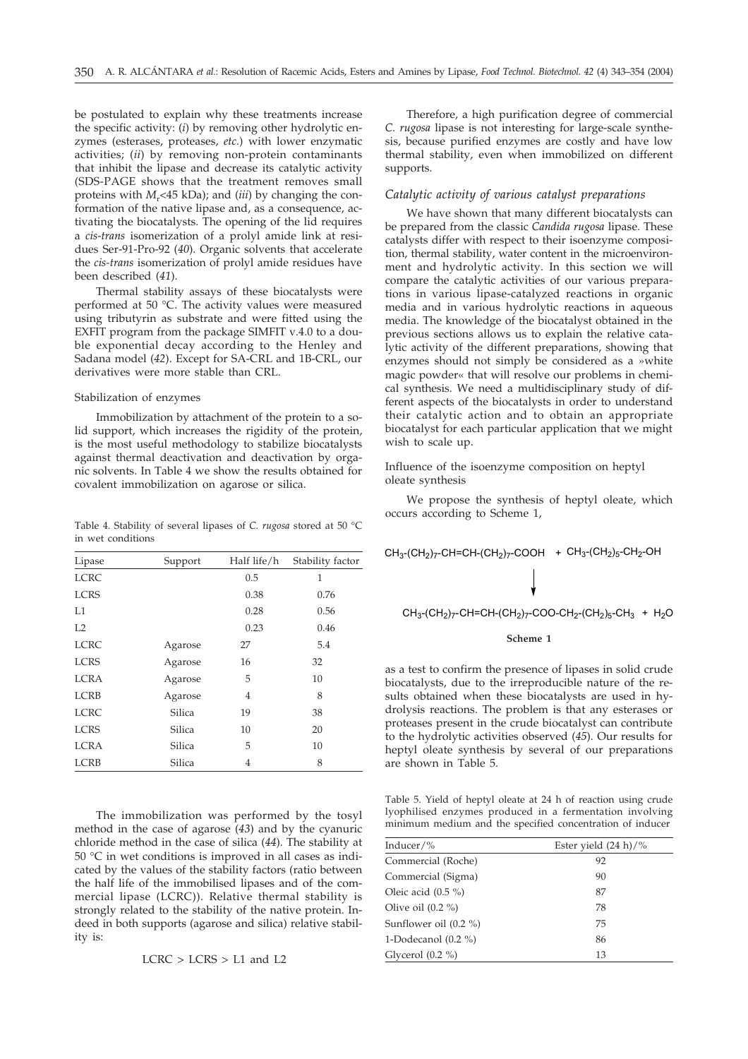be postulated to explain why these treatments increase the specific activity: (*i*) by removing other hydrolytic enzymes (esterases, proteases, *etc.*) with lower enzymatic activities; (*ii*) by removing non-protein contaminants that inhibit the lipase and decrease its catalytic activity (SDS-PAGE shows that the treatment removes small proteins with $M_r$<45 kDa); and (*iii*) by changing the conformation of the native lipase and, as a consequence, activating the biocatalysts. The opening of the lid requires a *cis-trans* isomerization of a prolyl amide link at residues Ser-91-Pro-92 (*40*). Organic solvents that accelerate the *cis-trans* isomerization of prolyl amide residues have been described (*41*).

Thermal stability assays of these biocatalysts were performed at 50 °C. The activity values were measured using tributyrin as substrate and were fitted using the EXFIT program from the package SIMFIT v.4.0 to a double exponential decay according to the Henley and Sadana model (*42*). Except for SA-CRL and 1B-CRL, our derivatives were more stable than CRL.

#### Stabilization of enzymes

Immobilization by attachment of the protein to a solid support, which increases the rigidity of the protein, is the most useful methodology to stabilize biocatalysts against thermal deactivation and deactivation by organic solvents. In Table 4 we show the results obtained for covalent immobilization on agarose or silica.

Table 4. Stability of several lipases of *C. rugosa* stored at 50 °C in wet conditions

| Lipase | Support | Half life/h | Stability factor |
|---|---|---|---|
| LCRC | | 0.5 | 1 |
| LCRS | | 0.38 | 0.76 |
| L1 | | 0.28 | 0.56 |
| L2 | | 0.23 | 0.46 |
| LCRC | Agarose | 27 | 5.4 |
| LCRS | Agarose | 16 | 32 |
| LCRA | Agarose | 5 | 10 |
| LCRB | Agarose | 4 | 8 |
| LCRC | Silica | 19 | 38 |
| LCRS | Silica | 10 | 20 |
| LCRA | Silica | 5 | 10 |
| LCRB | Silica | 4 | 8 |

The immobilization was performed by the tosyl method in the case of agarose (*43*) and by the cyanuric chloride method in the case of silica (*44*). The stability at 50 °C in wet conditions is improved in all cases as indicated by the values of the stability factors (ratio between the half life of the immobilised lipases and of the commercial lipase (LCRC)). Relative thermal stability is strongly related to the stability of the native protein. Indeed in both supports (agarose and silica) relative stability is:

$$LCRC > LCRS > L1 \text{ and } L2$$

Therefore, a high purification degree of commercial *C. rugosa* lipase is not interesting for large-scale synthesis, because purified enzymes are costly and have low thermal stability, even when immobilized on different supports.

### *Catalytic activity of various catalyst preparations*

We have shown that many different biocatalysts can be prepared from the classic *Candida rugosa* lipase. These catalysts differ with respect to their isoenzyme composition, thermal stability, water content in the microenvironment and hydrolytic activity. In this section we will compare the catalytic activities of our various preparations in various lipase-catalyzed reactions in organic media and in various hydrolytic reactions in aqueous media. The knowledge of the biocatalyst obtained in the previous sections allows us to explain the relative catalytic activity of the different preparations, showing that enzymes should not simply be considered as a »white magic powder« that will resolve our problems in chemical synthesis. We need a multidisciplinary study of different aspects of the biocatalysts in order to understand their catalytic action and to obtain an appropriate biocatalyst for each particular application that we might wish to scale up.

#### Influence of the isoenzyme composition on heptyl oleate synthesis

We propose the synthesis of heptyl oleate, which occurs according to Scheme 1,

$$CH_3\text{-}(CH_2)_7\text{-}CH{=}CH\text{-}(CH_2)_7\text{-}COOH \; + \; CH_3\text{-}(CH_2)_5\text{-}CH_2\text{-}OH$$

$$\downarrow$$

$$CH_3\text{-}(CH_2)_7\text{-}CH{=}CH\text{-}(CH_2)_7\text{-}COO\text{-}CH_2\text{-}(CH_2)_5\text{-}CH_3 \; + \; H_2O$$

**Scheme 1**

as a test to confirm the presence of lipases in solid crude biocatalysts, due to the irreproducible nature of the results obtained when these biocatalysts are used in hydrolysis reactions. The problem is that any esterases or proteases present in the crude biocatalyst can contribute to the hydrolytic activities observed (*45*). Our results for heptyl oleate synthesis by several of our preparations are shown in Table 5.

Table 5. Yield of heptyl oleate at 24 h of reaction using crude lyophilised enzymes produced in a fermentation involving minimum medium and the specified concentration of inducer

| Inducer/% | Ester yield (24 h)/% |
|---|---|
| Commercial (Roche) | 92 |
| Commercial (Sigma) | 90 |
| Oleic acid (0.5 %) | 87 |
| Olive oil (0.2 %) | 78 |
| Sunflower oil (0.2 %) | 75 |
| 1-Dodecanol (0.2 %) | 86 |
| Glycerol (0.2 %) | 13 |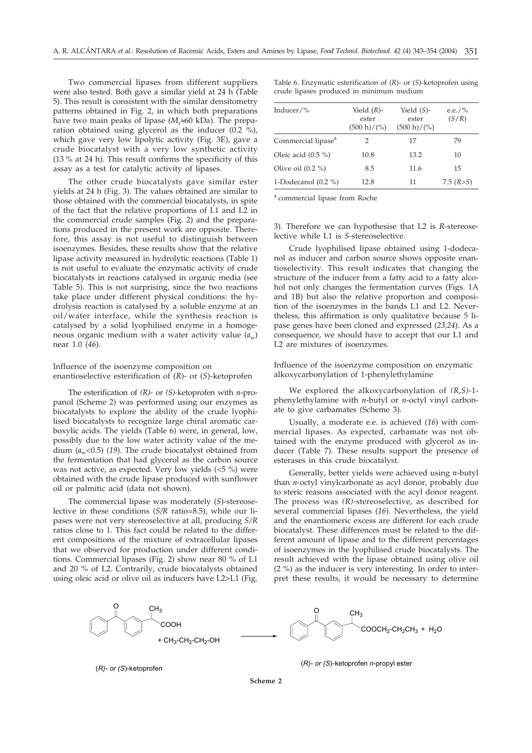Two commercial lipases from different suppliers were also tested. Both gave a similar yield at 24 h (Table 5). This result is consistent with the similar densitometry patterns obtained in Fig. 2, in which both preparations have two main peaks of lipase ($M_r$≈60 kDa). The preparation obtained using glycerol as the inducer (0.2 %), which gave very low lipolytic activity (Fig. 3E), gave a crude biocatalyst with a very low synthetic activity (13 % at 24 h). This result confirms the specificity of this assay as a test for catalytic activity of lipases.

The other crude biocatalysts gave similar ester yields at 24 h (Fig. 3). The values obtained are similar to those obtained with the commercial biocatalysts, in spite of the fact that the relative proportions of L1 and L2 in the commercial crude samples (Fig. 2) and the preparations produced in the present work are opposite. Therefore, this assay is not useful to distinguish between isoenzymes. Besides, these results show that the relative lipase activity measured in hydrolytic reactions (Table 1) is not useful to evaluate the enzymatic activity of crude biocatalysts in reactions catalysed in organic media (see Table 5). This is not surprising, since the two reactions take place under different physical conditions: the hydrolysis reaction is catalysed by a soluble enzyme at an oil/water interface, while the synthesis reaction is catalysed by a solid lyophilised enzyme in a homogeneous organic medium with a water activity value ($a_w$) near 1.0 (*46*).

### Influence of the isoenzyme composition on enantioselective esterification of (*R*)- or (*S*)-ketoprofen

The esterification of *(R)*- or *(S)*-ketoprofen with *n*-propanol (Scheme 2) was performed using our enzymes as biocatalysts to explore the ability of the crude lyophilised biocatalysts to recognize large chiral aromatic carboxylic acids. The yields (Table 6) were, in general, low, possibly due to the low water activity value of the medium ($a_w$<0.5) (*19*). The crude biocatalyst obtained from the fermentation that had glycerol as the carbon source was not active, as expected. Very low yields (<5 %) were obtained with the crude lipase produced with sunflower oil or palmitic acid (data not shown).

The commercial lipase was moderately (*S*)-stereoselective in these conditions (*S/R* ratio=8.5), while our lipases were not very stereoselective at all, producing *S/R* ratios close to 1. This fact could be related to the different compositions of the mixture of extracellular lipases that we observed for production under different conditions. Commercial lipases (Fig. 2) show near 80 % of L1 and 20 % of L2. Contrarily, crude biocatalysts obtained using oleic acid or olive oil as inducers have L2>L1 (Fig. 3). Therefore we can hypothesise that L2 is *R*-stereoselective while L1 is *S*-stereoselective.

Table 6. Enzymatic esterification of (*R*)- or (*S*)-ketoprofen using crude lipases produced in minimum medium

| Inducer/% | Yield (*R*)-ester (500 h)/(%) | Yield (*S*)-ester (500 h)/(%) | e.e./% (*S/R*) |
|---|---|---|---|
| Commercial lipase[a] | 2 | 17 | 79 |
| Oleic acid (0.5 %) | 10.8 | 13.2 | 10 |
| Olive oil (0.2 %) | 8.5 | 11.6 | 15 |
| 1-Dodecanol (0.2 %) | 12.8 | 11 | 7.5 (*R>S*) |

[a] commercial lipase from Roche

Crude lyophilised lipase obtained using 1-dodecanol as inducer and carbon source shows opposite enantioselectivity. This result indicates that changing the structure of the inducer from a fatty acid to a fatty alcohol not only changes the fermentation curves (Figs. 1A and 1B) but also the relative proportion and composition of the isoenzymes in the bands L1 and L2. Nevertheless, this affirmation is only qualitative because 5 lipase genes have been cloned and expressed (*23,24*). As a consequence, we should have to accept that our L1 and L2 are mixtures of isoenzymes.

### Influence of the isoenzyme composition on enzymatic alkoxycarbonylation of 1-phenylethylamine

We explored the alkoxycarbonylation of *(R,S)*-1-phenylethylamine with *n*-butyl or *n*-octyl vinyl carbonate to give carbamates (Scheme 3).

Usually, a moderate e.e. is achieved (*16*) with commercial lipases. As expected, carbamate was not obtained with the enzyme produced with glycerol as inducer (Table 7). These results support the presence of esterases in this crude biocatalyst.

Generally, better yields were achieved using *n*-butyl than *n*-octyl vinylcarbonate as acyl donor, probably due to steric reasons associated with the acyl donor reagent. The process was *(R)*-stereoselective, as described for several commercial lipases (*16*). Nevertheless, the yield and the enantiomeric excess are different for each crude biocatalyst. These differences must be related to the different amount of lipase and to the different percentages of isoenzymes in the lyophilised crude biocatalysts. The result achieved with the lipase obtained using olive oil (2 %) as the inducer is very interesting. In order to interpret these results, it would be necessary to determine

(*R*)- or (*S*)-ketoprofen + $CH_3$-$CH_2$-$CH_2$-OH → (*R*)- or (*S*)-ketoprofen *n*-propyl ester ($COOCH_2$-$CH_2CH_3$) + $H_2O$

**Scheme 2**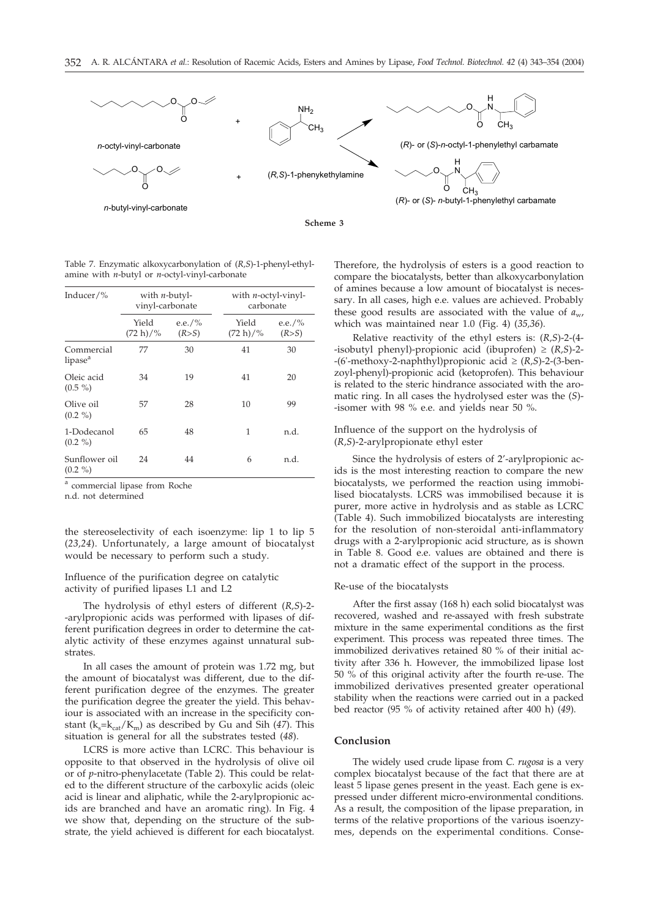n-octyl-vinyl-carbonate

n-butyl-vinyl-carbonate

(R,S)-1-phenykethylamine

(R)- or (S)-n-octyl-1-phenylethyl carbamate

(R)- or (S)- n-butyl-1-phenylethyl carbamate

**Scheme 3**

Table 7. Enzymatic alkoxycarbonylation of (*R*,*S*)-1-phenyl-ethylamine with *n*-butyl or *n*-octyl-vinyl-carbonate

| Inducer/% | with *n*-butyl-vinyl-carbonate | | with *n*-octyl-vinyl-carbonate | |
|---|---|---|---|---|
| | Yield (72 h)/% | e.e./% (*R*>*S*) | Yield (72 h)/% | e.e./% (*R*>*S*) |
| Commercial lipase[a] | 77 | 30 | 41 | 30 |
| Oleic acid (0.5 %) | 34 | 19 | 41 | 20 |
| Olive oil (0.2 %) | 57 | 28 | 10 | 99 |
| 1-Dodecanol (0.2 %) | 65 | 48 | 1 | n.d. |
| Sunflower oil (0.2 %) | 24 | 44 | 6 | n.d. |

[a] commercial lipase from Roche

n.d. not determined

the stereoselectivity of each isoenzyme: lip 1 to lip 5 (*23,24*). Unfortunately, a large amount of biocatalyst would be necessary to perform such a study.

## Influence of the purification degree on catalytic activity of purified lipases L1 and L2

The hydrolysis of ethyl esters of different (*R*,*S*)-2-arylpropionic acids was performed with lipases of different purification degrees in order to determine the catalytic activity of these enzymes against unnatural substrates.

In all cases the amount of protein was 1.72 mg, but the amount of biocatalyst was different, due to the different purification degree of the enzymes. The greater the purification degree the greater the yield. This behaviour is associated with an increase in the specificity constant ($k_s=k_{cat}/K_m$) as described by Gu and Sih (*47*). This situation is general for all the substrates tested (*48*).

LCRS is more active than LCRC. This behaviour is opposite to that observed in the hydrolysis of olive oil or of *p*-nitro-phenylacetate (Table 2). This could be related to the different structure of the carboxylic acids (oleic acid is linear and aliphatic, while the 2-arylpropionic acids are branched and have an aromatic ring). In Fig. 4 we show that, depending on the structure of the substrate, the yield achieved is different for each biocatalyst. Therefore, the hydrolysis of esters is a good reaction to compare the biocatalysts, better than alkoxycarbonylation of amines because a low amount of biocatalyst is necessary. In all cases, high e.e. values are achieved. Probably these good results are associated with the value of $a_w$, which was maintained near 1.0 (Fig. 4) (*35,36*).

Relative reactivity of the ethyl esters is: (*R*,*S*)-2-(4-isobutyl phenyl)-propionic acid (ibuprofen) ≥ (*R*,*S*)-2-(6'-methoxy-2-naphthyl)propionic acid ≥ (*R*,*S*)-2-(3-benzoyl-phenyl)-propionic acid (ketoprofen). This behaviour is related to the steric hindrance associated with the aromatic ring. In all cases the hydrolysed ester was the (*S*)-isomer with 98 % e.e. and yields near 50 %.

## Influence of the support on the hydrolysis of (*R*,*S*)-2-arylpropionate ethyl ester

Since the hydrolysis of esters of 2'-arylpropionic acids is the most interesting reaction to compare the new biocatalysts, we performed the reaction using immobilised biocatalysts. LCRS was immobilised because it is purer, more active in hydrolysis and as stable as LCRC (Table 4). Such immobilized biocatalysts are interesting for the resolution of non-steroidal anti-inflammatory drugs with a 2-arylpropionic acid structure, as is shown in Table 8. Good e.e. values are obtained and there is not a dramatic effect of the support in the process.

## Re-use of the biocatalysts

After the first assay (168 h) each solid biocatalyst was recovered, washed and re-assayed with fresh substrate mixture in the same experimental conditions as the first experiment. This process was repeated three times. The immobilized derivatives retained 80 % of their initial activity after 336 h. However, the immobilized lipase lost 50 % of this original activity after the fourth re-use. The immobilized derivatives presented greater operational stability when the reactions were carried out in a packed bed reactor (95 % of activity retained after 400 h) (*49*).

## Conclusion

The widely used crude lipase from *C. rugosa* is a very complex biocatalyst because of the fact that there are at least 5 lipase genes present in the yeast. Each gene is expressed under different micro-environmental conditions. As a result, the composition of the lipase preparation, in terms of the relative proportions of the various isoenzymes, depends on the experimental conditions. Conse-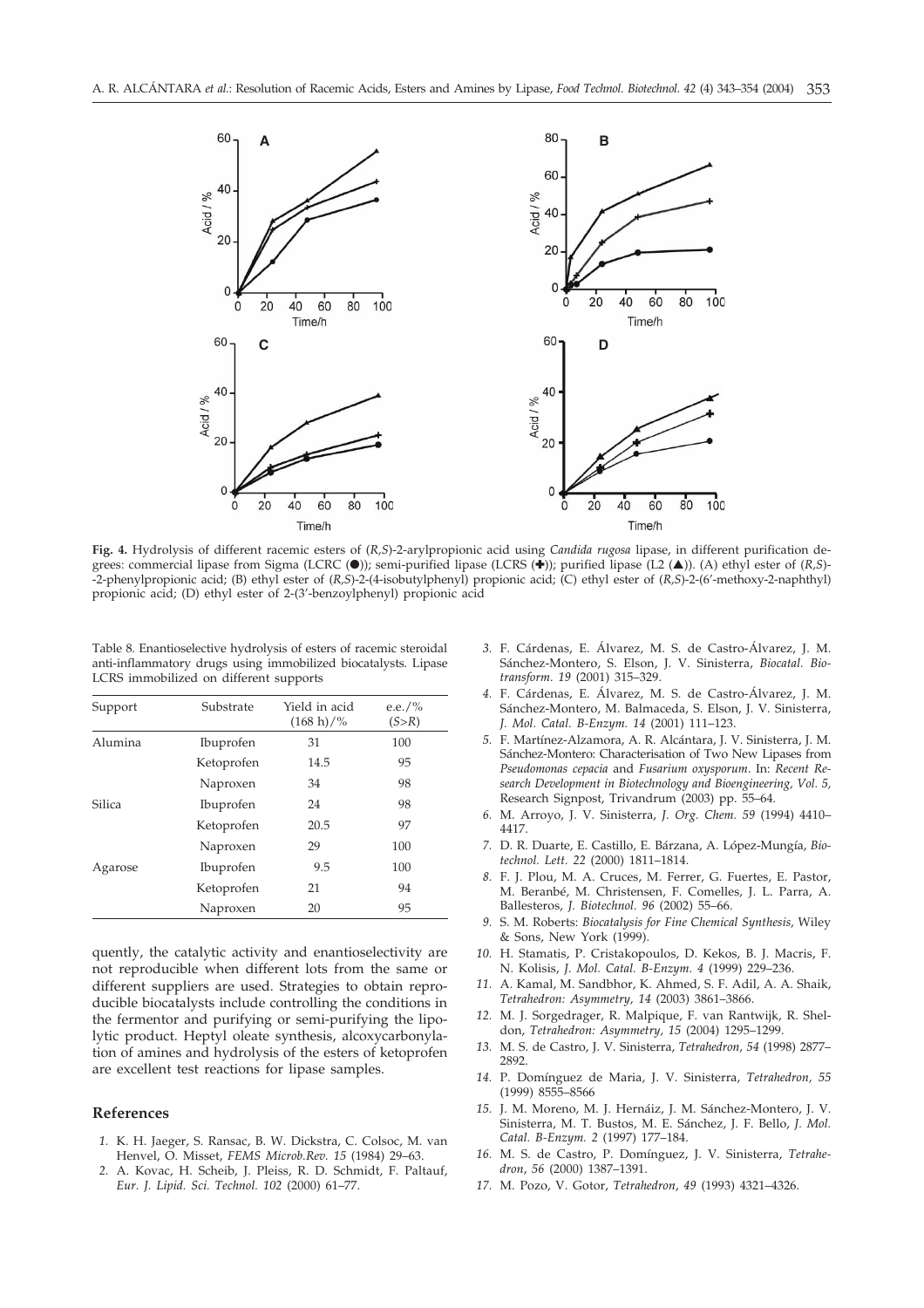**Fig. 4.** Hydrolysis of different racemic esters of (*R,S*)-2-arylpropionic acid using *Candida rugosa* lipase, in different purification degrees: commercial lipase from Sigma (LCRC (●)); semi-purified lipase (LCRS (✚)); purified lipase (L2 (▲)). (A) ethyl ester of (*R,S*)-2-phenylpropionic acid; (B) ethyl ester of (*R,S*)-2-(4-isobutylphenyl) propionic acid; (C) ethyl ester of (*R,S*)-2-(6′-methoxy-2-naphthyl) propionic acid; (D) ethyl ester of 2-(3′-benzoylphenyl) propionic acid

Table 8. Enantioselective hydrolysis of esters of racemic steroidal anti-inflammatory drugs using immobilized biocatalysts. Lipase LCRS immobilized on different supports

| Support | Substrate | Yield in acid (168 h)/% | e.e./% (S>R) |
|---|---|---|---|
| Alumina | Ibuprofen | 31 | 100 |
| | Ketoprofen | 14.5 | 95 |
| | Naproxen | 34 | 98 |
| Silica | Ibuprofen | 24 | 98 |
| | Ketoprofen | 20.5 | 97 |
| | Naproxen | 29 | 100 |
| Agarose | Ibuprofen | 9.5 | 100 |
| | Ketoprofen | 21 | 94 |
| | Naproxen | 20 | 95 |

quently, the catalytic activity and enantioselectivity are not reproducible when different lots from the same or different suppliers are used. Strategies to obtain reproducible biocatalysts include controlling the conditions in the fermentor and purifying or semi-purifying the lipolytic product. Heptyl oleate synthesis, alcoxycarbonylation of amines and hydrolysis of the esters of ketoprofen are excellent test reactions for lipase samples.

## References

1. K. H. Jaeger, S. Ransac, B. W. Dickstra, C. Colsoc, M. van Henvel, O. Misset, *FEMS Microb.Rev. 15* (1984) 29–63.
2. A. Kovac, H. Scheib, J. Pleiss, R. D. Schmidt, F. Paltauf, *Eur. J. Lipid. Sci. Technol. 102* (2000) 61–77.
3. F. Cárdenas, E. Álvarez, M. S. de Castro-Álvarez, J. M. Sánchez-Montero, S. Elson, J. V. Sinisterra, *Biocatal. Biotransform. 19* (2001) 315–329.
4. F. Cárdenas, E. Álvarez, M. S. de Castro-Álvarez, J. M. Sánchez-Montero, M. Balmaceda, S. Elson, J. V. Sinisterra, *J. Mol. Catal. B-Enzym. 14* (2001) 111–123.
5. F. Martínez-Alzamora, A. R. Alcántara, J. V. Sinisterra, J. M. Sánchez-Montero: Characterisation of Two New Lipases from *Pseudomonas cepacia* and *Fusarium oxysporum*. In: *Recent Research Development in Biotechnology and Bioengineering, Vol. 5*, Research Signpost, Trivandrum (2003) pp. 55–64.
6. M. Arroyo, J. V. Sinisterra, *J. Org. Chem. 59* (1994) 4410–4417.
7. D. R. Duarte, E. Castillo, E. Bárzana, A. López-Mungía, *Biotechnol. Lett. 22* (2000) 1811–1814.
8. F. J. Plou, M. A. Cruces, M. Ferrer, G. Fuertes, E. Pastor, M. Beranbé, M. Christensen, F. Comelles, J. L. Parra, A. Ballesteros, *J. Biotechnol. 96* (2002) 55–66.
9. S. M. Roberts: *Biocatalysis for Fine Chemical Synthesis*, Wiley & Sons, New York (1999).
10. H. Stamatis, P. Cristakopoulos, D. Kekos, B. J. Macris, F. N. Kolisis, *J. Mol. Catal. B-Enzym. 4* (1999) 229–236.
11. A. Kamal, M. Sandbhor, K. Ahmed, S. F. Adil, A. A. Shaik, *Tetrahedron: Asymmetry, 14* (2003) 3861–3866.
12. M. J. Sorgedrager, R. Malpique, F. van Rantwijk, R. Sheldon, *Tetrahedron: Asymmetry, 15* (2004) 1295–1299.
13. M. S. de Castro, J. V. Sinisterra, *Tetrahedron, 54* (1998) 2877–2892.
14. P. Domínguez de Maria, J. V. Sinisterra, *Tetrahedron, 55* (1999) 8555–8566
15. J. M. Moreno, M. J. Hernáiz, J. M. Sánchez-Montero, J. V. Sinisterra, M. T. Bustos, M. E. Sánchez, J. F. Bello, *J. Mol. Catal. B-Enzym. 2* (1997) 177–184.
16. M. S. de Castro, P. Domínguez, J. V. Sinisterra, *Tetrahedron, 56* (2000) 1387–1391.
17. M. Pozo, V. Gotor, *Tetrahedron, 49* (1993) 4321–4326.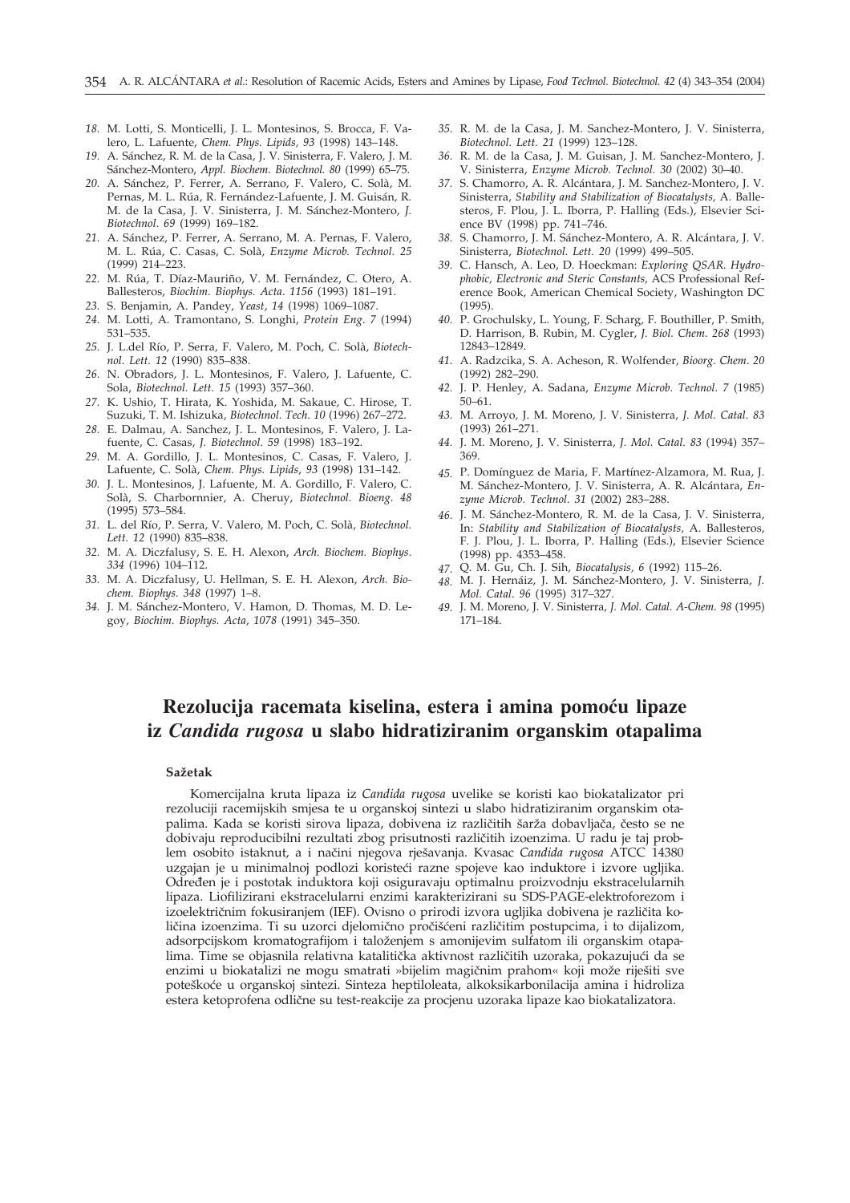18. M. Lotti, S. Monticelli, J. L. Montesinos, S. Brocca, F. Valero, L. Lafuente, *Chem. Phys. Lipids, 93* (1998) 143–148.
19. A. Sánchez, R. M. de la Casa, J. V. Sinisterra, F. Valero, J. M. Sánchez-Montero, *Appl. Biochem. Biotechnol. 80* (1999) 65–75.
20. A. Sánchez, P. Ferrer, A. Serrano, F. Valero, C. Solà, M. Pernas, M. L. Rúa, R. Fernández-Lafuente, J. M. Guisán, R. M. de la Casa, J. V. Sinisterra, J. M. Sánchez-Montero, *J. Biotechnol. 69* (1999) 169–182.
21. A. Sánchez, P. Ferrer, A. Serrano, M. A. Pernas, F. Valero, M. L. Rúa, C. Casas, C. Solà, *Enzyme Microb. Technol. 25* (1999) 214–223.
22. M. Rúa, T. Díaz-Mauriño, V. M. Fernández, C. Otero, A. Ballesteros, *Biochim. Biophys. Acta*. *1156* (1993) 181–191.
23. S. Benjamin, A. Pandey, *Yeast*, *14* (1998) 1069–1087.
24. M. Lotti, A. Tramontano, S. Longhi, *Protein Eng*. *7* (1994) 531–535.
25. J. L.del Río, P. Serra, F. Valero, M. Poch, C. Solà, *Biotechnol. Lett. 12* (1990) 835–838.
26. N. Obradors, J. L. Montesinos, F. Valero, J. Lafuente, C. Sola, *Biotechnol. Lett. 15* (1993) 357–360.
27. K. Ushio, T. Hirata, K. Yoshida, M. Sakaue, C. Hirose, T. Suzuki, T. M. Ishizuka, *Biotechnol. Tech. 10* (1996) 267–272.
28. E. Dalmau, A. Sanchez, J. L. Montesinos, F. Valero, J. Lafuente, C. Casas, *J. Biotechnol*. *59* (1998) 183–192.
29. M. A. Gordillo, J. L. Montesinos, C. Casas, F. Valero, J. Lafuente, C. Solà, *Chem. Phys. Lipids*, *93* (1998) 131–142.
30. J. L. Montesinos, J. Lafuente, M. A. Gordillo, F. Valero, C. Solà, S. Charbornnier, A. Cheruy, *Biotechnol. Bioeng. 48* (1995) 573–584.
31. L. del Río, P. Serra, V. Valero, M. Poch, C. Solà, *Biotechnol. Lett. 12* (1990) 835–838.
32. M. A. Diczfalusy, S. E. H. Alexon, *Arch. Biochem. Biophys*. *334* (1996) 104–112.
33. M. A. Diczfalusy, U. Hellman, S. E. H. Alexon, *Arch. Biochem. Biophys*. *348* (1997) 1–8.
34. J. M. Sánchez-Montero, V. Hamon, D. Thomas, M. D. Legoy, *Biochim. Biophys. Acta*, *1078* (1991) 345–350.
35. R. M. de la Casa, J. M. Sanchez-Montero, J. V. Sinisterra, *Biotechnol. Lett. 21* (1999) 123–128.
36. R. M. de la Casa, J. M. Guisan, J. M. Sanchez-Montero, J. V. Sinisterra, *Enzyme Microb. Technol. 30* (2002) 30–40.
37. S. Chamorro, A. R. Alcántara, J. M. Sanchez-Montero, J. V. Sinisterra, *Stability and Stabilization of Biocatalysts,* A. Ballesteros, F. Plou, J. L. Iborra, P. Halling (Eds.), Elsevier Science BV (1998) pp. 741–746.
38. S. Chamorro, J. M. Sánchez-Montero, A. R. Alcántara, J. V. Sinisterra, *Biotechnol. Lett. 20* (1999) 499–505.
39. C. Hansch, A. Leo, D. Hoeckman: *Exploring QSAR. Hydrophobic, Electronic and Steric Constants,* ACS Professional Reference Book, American Chemical Society, Washington DC (1995).
40. P. Grochulsky, L. Young, F. Scharg, F. Bouthiller, P. Smith, D. Harrison, B. Rubin, M. Cygler, *J. Biol. Chem*. *268* (1993) 12843–12849.
41. A. Radzcika, S. A. Acheson, R. Wolfender, *Bioorg. Chem*. *20* (1992) 282–290.
42. J. P. Henley, A. Sadana, *Enzyme Microb. Technol*. *7* (1985) 50–61.
43. M. Arroyo, J. M. Moreno, J. V. Sinisterra, *J. Mol. Catal*. *83* (1993) 261–271.
44. J. M. Moreno, J. V. Sinisterra, *J. Mol. Catal. 83* (1994) 357–369.
45. P. Domínguez de Maria, F. Martínez-Alzamora, M. Rua, J. M. Sánchez-Montero, J. V. Sinisterra, A. R. Alcántara, *Enzyme Microb. Technol. 31* (2002) 283–288.
46. J. M. Sánchez-Montero, R. M. de la Casa, J. V. Sinisterra, In: *Stability and Stabilization of Biocatalysts,* A. Ballesteros, F. J. Plou, J. L. Iborra, P. Halling (Eds.), Elsevier Science (1998) pp. 4353–458.
47. Q. M. Gu, Ch. J. Sih, *Biocatalysis, 6* (1992) 115–26.
48. M. J. Hernáiz, J. M. Sánchez-Montero, J. V. Sinisterra, *J. Mol. Catal*. *96* (1995) 317–327.
49. J. M. Moreno, J. V. Sinisterra, *J. Mol. Catal. A-Chem. 98* (1995) 171–184.

# Rezolucija racemata kiselina, estera i amina pomoću lipaze iz *Candida rugosa* u slabo hidratiziranim organskim otapalima

### Sažetak

Komercijalna kruta lipaza iz *Candida rugosa* uvelike se koristi kao biokatalizator pri rezoluciji racemijskih smjesa te u organskoj sintezi u slabo hidratiziranim organskim otapalima. Kada se koristi sirova lipaza, dobivena iz različitih šarža dobavljača, često se ne dobivaju reproducibilni rezultati zbog prisutnosti različitih izoenzima. U radu je taj problem osobito istaknut, a i načini njegova rješavanja. Kvasac *Candida rugosa* ATCC 14380 uzgajan je u minimalnoj podlozi koristeći razne spojeve kao induktore i izvore ugljika. Određen je i postotak induktora koji osiguravaju optimalnu proizvodnju ekstracelularnih lipaza. Liofilizirani ekstracelularni enzimi karakterizirani su SDS-PAGE-elektroforezom i izoelektričnim fokusiranjem (IEF). Ovisno o prirodi izvora ugljika dobivena je različita količina izoenzima. Ti su uzorci djelomično pročišćeni različitim postupcima, i to dijalizom, adsorpcijskom kromatografijom i taloženjem s amonijevim sulfatom ili organskim otapalima. Time se objasnila relativna katalitička aktivnost različitih uzoraka, pokazujući da se enzimi u biokatalizi ne mogu smatrati »bijelim magičnim prahom« koji može riješiti sve poteškoće u organskoj sintezi. Sinteza heptiloleata, alkoksikarbonilacija amina i hidroliza estera ketoprofena odlične su test-reakcije za procjenu uzoraka lipaze kao biokatalizatora.